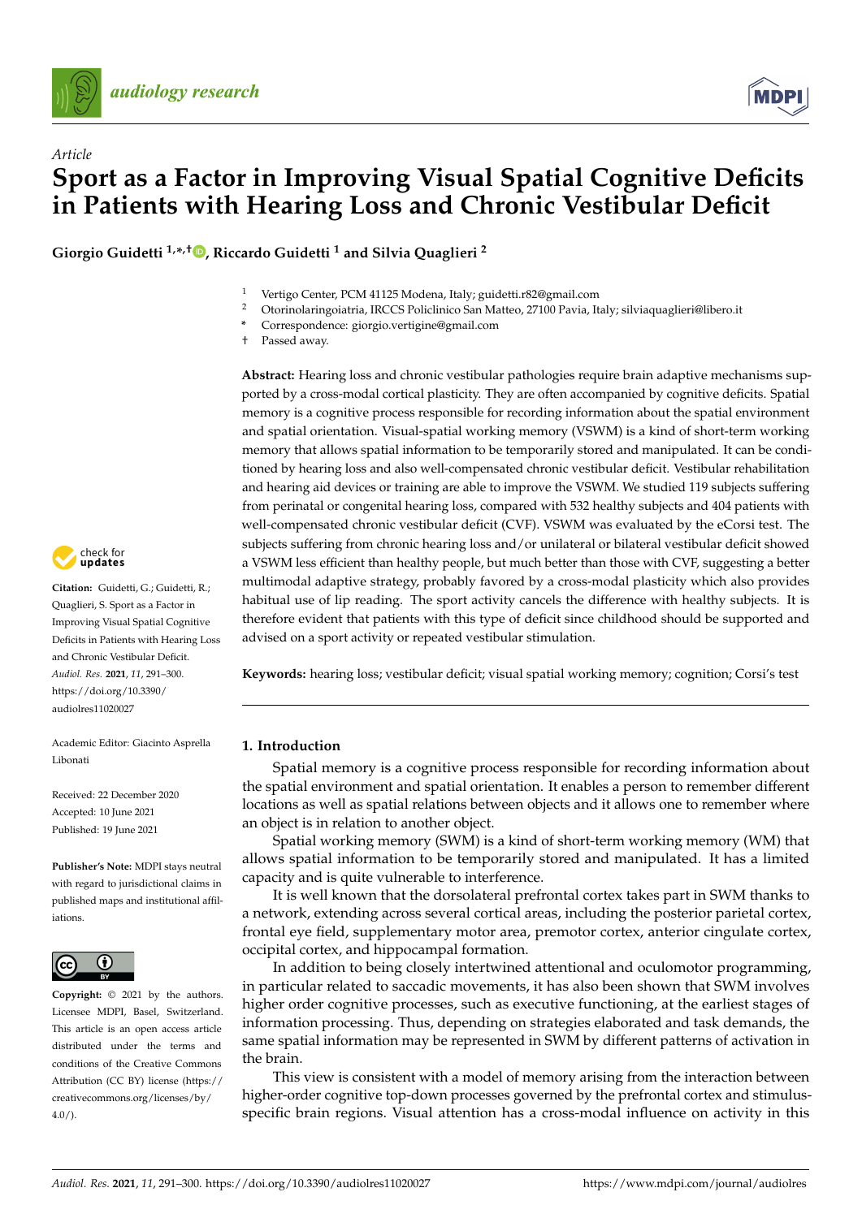*Article*

# Sport as a Factor in Improving Visual Spatial Cognitive Deficits in Patients with Hearing Loss and Chronic Vestibular Deficit

**Giorgio Guidetti [1,*,†], Riccardo Guidetti [1] and Silvia Quaglieri [2]**

[1] Vertigo Center, PCM 41125 Modena, Italy; guidetti.r82@gmail.com
[2] Otorinolaringoiatria, IRCCS Policlinico San Matteo, 27100 Pavia, Italy; silviaquaglieri@libero.it
\* Correspondence: giorgio.vertigine@gmail.com
† Passed away.

**Abstract:** Hearing loss and chronic vestibular pathologies require brain adaptive mechanisms supported by a cross-modal cortical plasticity. They are often accompanied by cognitive deficits. Spatial memory is a cognitive process responsible for recording information about the spatial environment and spatial orientation. Visual-spatial working memory (VSWM) is a kind of short-term working memory that allows spatial information to be temporarily stored and manipulated. It can be conditioned by hearing loss and also well-compensated chronic vestibular deficit. Vestibular rehabilitation and hearing aid devices or training are able to improve the VSWM. We studied 119 subjects suffering from perinatal or congenital hearing loss, compared with 532 healthy subjects and 404 patients with well-compensated chronic vestibular deficit (CVF). VSWM was evaluated by the eCorsi test. The subjects suffering from chronic hearing loss and/or unilateral or bilateral vestibular deficit showed a VSWM less efficient than healthy people, but much better than those with CVF, suggesting a better multimodal adaptive strategy, probably favored by a cross-modal plasticity which also provides habitual use of lip reading. The sport activity cancels the difference with healthy subjects. It is therefore evident that patients with this type of deficit since childhood should be supported and advised on a sport activity or repeated vestibular stimulation.

**Keywords:** hearing loss; vestibular deficit; visual spatial working memory; cognition; Corsi's test

**Citation:** Guidetti, G.; Guidetti, R.; Quaglieri, S. Sport as a Factor in Improving Visual Spatial Cognitive Deficits in Patients with Hearing Loss and Chronic Vestibular Deficit. *Audiol. Res.* **2021**, *11*, 291–300. https://doi.org/10.3390/audiolres11020027

Academic Editor: Giacinto Asprella Libonati

Received: 22 December 2020
Accepted: 10 June 2021
Published: 19 June 2021

**Publisher's Note:** MDPI stays neutral with regard to jurisdictional claims in published maps and institutional affiliations.

**Copyright:** © 2021 by the authors. Licensee MDPI, Basel, Switzerland. This article is an open access article distributed under the terms and conditions of the Creative Commons Attribution (CC BY) license (https://creativecommons.org/licenses/by/4.0/).

## 1. Introduction

Spatial memory is a cognitive process responsible for recording information about the spatial environment and spatial orientation. It enables a person to remember different locations as well as spatial relations between objects and it allows one to remember where an object is in relation to another object.

Spatial working memory (SWM) is a kind of short-term working memory (WM) that allows spatial information to be temporarily stored and manipulated. It has a limited capacity and is quite vulnerable to interference.

It is well known that the dorsolateral prefrontal cortex takes part in SWM thanks to a network, extending across several cortical areas, including the posterior parietal cortex, frontal eye field, supplementary motor area, premotor cortex, anterior cingulate cortex, occipital cortex, and hippocampal formation.

In addition to being closely intertwined attentional and oculomotor programming, in particular related to saccadic movements, it has also been shown that SWM involves higher order cognitive processes, such as executive functioning, at the earliest stages of information processing. Thus, depending on strategies elaborated and task demands, the same spatial information may be represented in SWM by different patterns of activation in the brain.

This view is consistent with a model of memory arising from the interaction between higher-order cognitive top-down processes governed by the prefrontal cortex and stimulus-specific brain regions. Visual attention has a cross-modal influence on activity in this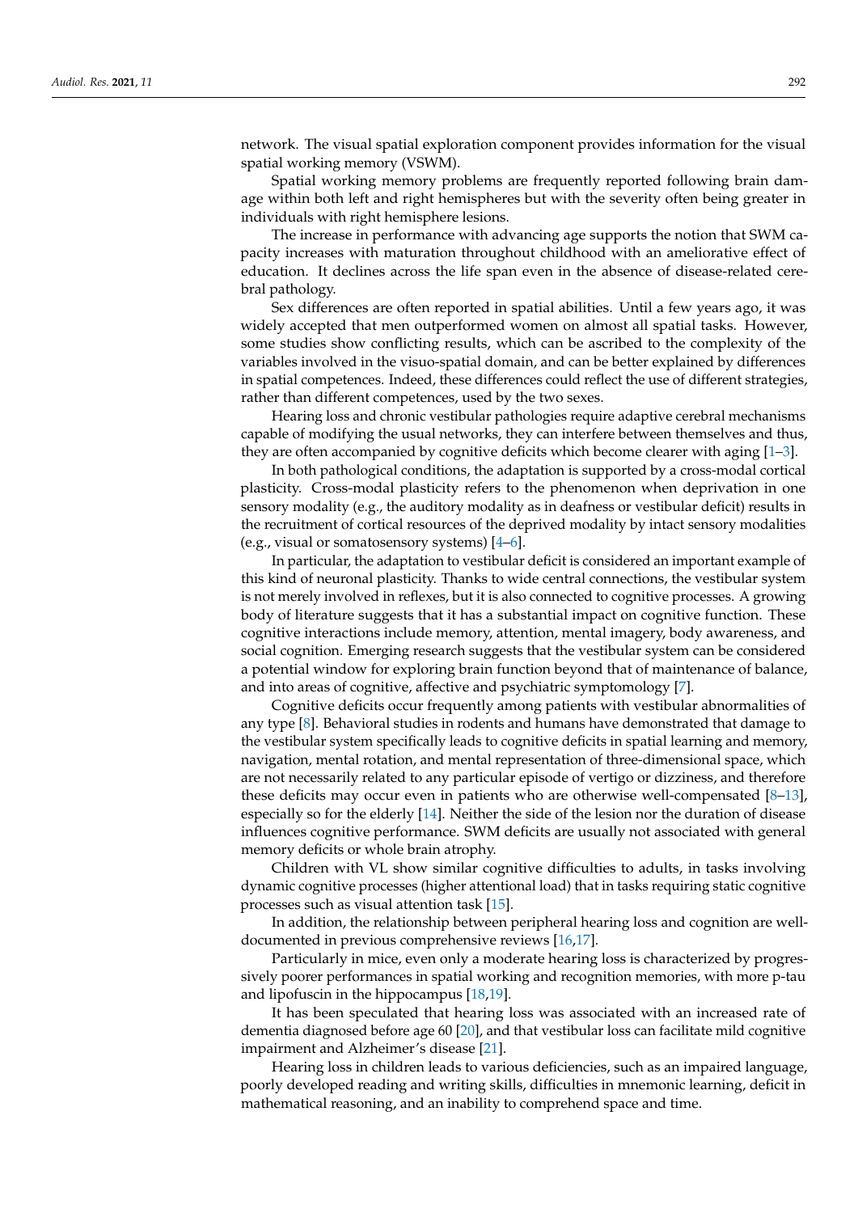network. The visual spatial exploration component provides information for the visual spatial working memory (VSWM).

Spatial working memory problems are frequently reported following brain damage within both left and right hemispheres but with the severity often being greater in individuals with right hemisphere lesions.

The increase in performance with advancing age supports the notion that SWM capacity increases with maturation throughout childhood with an ameliorative effect of education. It declines across the life span even in the absence of disease-related cerebral pathology.

Sex differences are often reported in spatial abilities. Until a few years ago, it was widely accepted that men outperformed women on almost all spatial tasks. However, some studies show conflicting results, which can be ascribed to the complexity of the variables involved in the visuo-spatial domain, and can be better explained by differences in spatial competences. Indeed, these differences could reflect the use of different strategies, rather than different competences, used by the two sexes.

Hearing loss and chronic vestibular pathologies require adaptive cerebral mechanisms capable of modifying the usual networks, they can interfere between themselves and thus, they are often accompanied by cognitive deficits which become clearer with aging [1–3].

In both pathological conditions, the adaptation is supported by a cross-modal cortical plasticity. Cross-modal plasticity refers to the phenomenon when deprivation in one sensory modality (e.g., the auditory modality as in deafness or vestibular deficit) results in the recruitment of cortical resources of the deprived modality by intact sensory modalities (e.g., visual or somatosensory systems) [4–6].

In particular, the adaptation to vestibular deficit is considered an important example of this kind of neuronal plasticity. Thanks to wide central connections, the vestibular system is not merely involved in reflexes, but it is also connected to cognitive processes. A growing body of literature suggests that it has a substantial impact on cognitive function. These cognitive interactions include memory, attention, mental imagery, body awareness, and social cognition. Emerging research suggests that the vestibular system can be considered a potential window for exploring brain function beyond that of maintenance of balance, and into areas of cognitive, affective and psychiatric symptomology [7].

Cognitive deficits occur frequently among patients with vestibular abnormalities of any type [8]. Behavioral studies in rodents and humans have demonstrated that damage to the vestibular system specifically leads to cognitive deficits in spatial learning and memory, navigation, mental rotation, and mental representation of three-dimensional space, which are not necessarily related to any particular episode of vertigo or dizziness, and therefore these deficits may occur even in patients who are otherwise well-compensated [8–13], especially so for the elderly [14]. Neither the side of the lesion nor the duration of disease influences cognitive performance. SWM deficits are usually not associated with general memory deficits or whole brain atrophy.

Children with VL show similar cognitive difficulties to adults, in tasks involving dynamic cognitive processes (higher attentional load) that in tasks requiring static cognitive processes such as visual attention task [15].

In addition, the relationship between peripheral hearing loss and cognition are well-documented in previous comprehensive reviews [16,17].

Particularly in mice, even only a moderate hearing loss is characterized by progressively poorer performances in spatial working and recognition memories, with more p-tau and lipofuscin in the hippocampus [18,19].

It has been speculated that hearing loss was associated with an increased rate of dementia diagnosed before age 60 [20], and that vestibular loss can facilitate mild cognitive impairment and Alzheimer's disease [21].

Hearing loss in children leads to various deficiencies, such as an impaired language, poorly developed reading and writing skills, difficulties in mnemonic learning, deficit in mathematical reasoning, and an inability to comprehend space and time.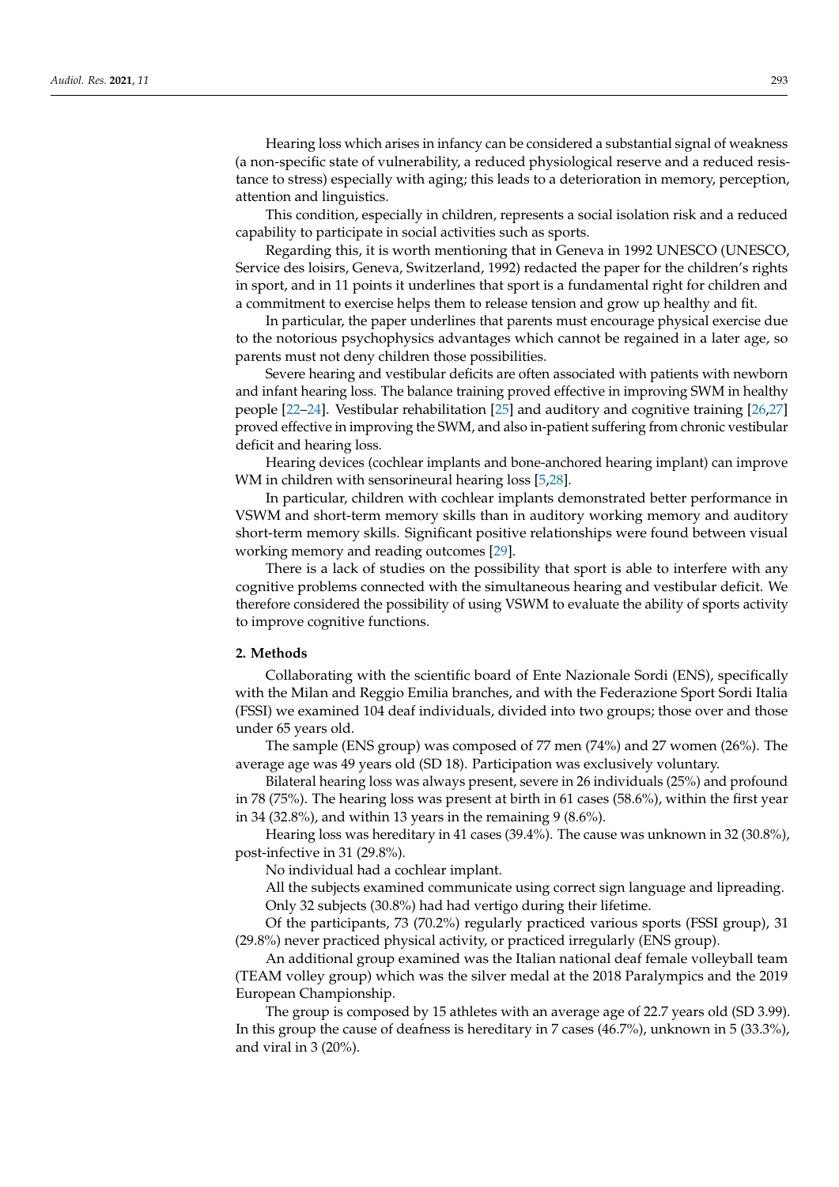Hearing loss which arises in infancy can be considered a substantial signal of weakness (a non-specific state of vulnerability, a reduced physiological reserve and a reduced resistance to stress) especially with aging; this leads to a deterioration in memory, perception, attention and linguistics.

This condition, especially in children, represents a social isolation risk and a reduced capability to participate in social activities such as sports.

Regarding this, it is worth mentioning that in Geneva in 1992 UNESCO (UNESCO, Service des loisirs, Geneva, Switzerland, 1992) redacted the paper for the children's rights in sport, and in 11 points it underlines that sport is a fundamental right for children and a commitment to exercise helps them to release tension and grow up healthy and fit.

In particular, the paper underlines that parents must encourage physical exercise due to the notorious psychophysics advantages which cannot be regained in a later age, so parents must not deny children those possibilities.

Severe hearing and vestibular deficits are often associated with patients with newborn and infant hearing loss. The balance training proved effective in improving SWM in healthy people [22–24]. Vestibular rehabilitation [25] and auditory and cognitive training [26,27] proved effective in improving the SWM, and also in-patient suffering from chronic vestibular deficit and hearing loss.

Hearing devices (cochlear implants and bone-anchored hearing implant) can improve WM in children with sensorineural hearing loss [5,28].

In particular, children with cochlear implants demonstrated better performance in VSWM and short-term memory skills than in auditory working memory and auditory short-term memory skills. Significant positive relationships were found between visual working memory and reading outcomes [29].

There is a lack of studies on the possibility that sport is able to interfere with any cognitive problems connected with the simultaneous hearing and vestibular deficit. We therefore considered the possibility of using VSWM to evaluate the ability of sports activity to improve cognitive functions.

## 2. Methods

Collaborating with the scientific board of Ente Nazionale Sordi (ENS), specifically with the Milan and Reggio Emilia branches, and with the Federazione Sport Sordi Italia (FSSI) we examined 104 deaf individuals, divided into two groups; those over and those under 65 years old.

The sample (ENS group) was composed of 77 men (74%) and 27 women (26%). The average age was 49 years old (SD 18). Participation was exclusively voluntary.

Bilateral hearing loss was always present, severe in 26 individuals (25%) and profound in 78 (75%). The hearing loss was present at birth in 61 cases (58.6%), within the first year in 34 (32.8%), and within 13 years in the remaining 9 (8.6%).

Hearing loss was hereditary in 41 cases (39.4%). The cause was unknown in 32 (30.8%), post-infective in 31 (29.8%).

No individual had a cochlear implant.

All the subjects examined communicate using correct sign language and lipreading.

Only 32 subjects (30.8%) had had vertigo during their lifetime.

Of the participants, 73 (70.2%) regularly practiced various sports (FSSI group), 31 (29.8%) never practiced physical activity, or practiced irregularly (ENS group).

An additional group examined was the Italian national deaf female volleyball team (TEAM volley group) which was the silver medal at the 2018 Paralympics and the 2019 European Championship.

The group is composed by 15 athletes with an average age of 22.7 years old (SD 3.99). In this group the cause of deafness is hereditary in 7 cases (46.7%), unknown in 5 (33.3%), and viral in 3 (20%).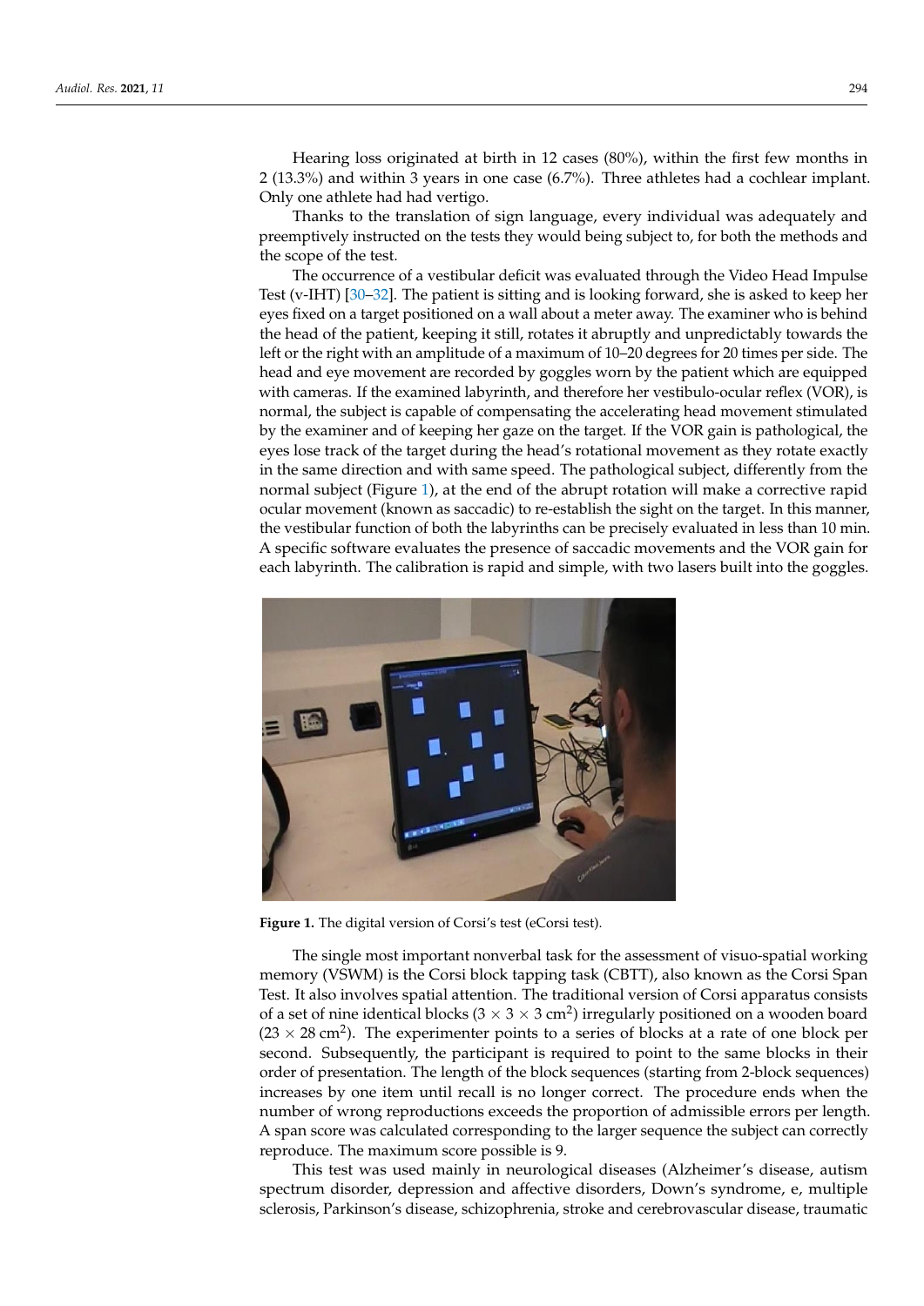Hearing loss originated at birth in 12 cases (80%), within the first few months in 2 (13.3%) and within 3 years in one case (6.7%). Three athletes had a cochlear implant. Only one athlete had had vertigo.

Thanks to the translation of sign language, every individual was adequately and preemptively instructed on the tests they would being subject to, for both the methods and the scope of the test.

The occurrence of a vestibular deficit was evaluated through the Video Head Impulse Test (v-IHT) [30–32]. The patient is sitting and is looking forward, she is asked to keep her eyes fixed on a target positioned on a wall about a meter away. The examiner who is behind the head of the patient, keeping it still, rotates it abruptly and unpredictably towards the left or the right with an amplitude of a maximum of 10–20 degrees for 20 times per side. The head and eye movement are recorded by goggles worn by the patient which are equipped with cameras. If the examined labyrinth, and therefore her vestibulo-ocular reflex (VOR), is normal, the subject is capable of compensating the accelerating head movement stimulated by the examiner and of keeping her gaze on the target. If the VOR gain is pathological, the eyes lose track of the target during the head's rotational movement as they rotate exactly in the same direction and with same speed. The pathological subject, differently from the normal subject (Figure 1), at the end of the abrupt rotation will make a corrective rapid ocular movement (known as saccadic) to re-establish the sight on the target. In this manner, the vestibular function of both the labyrinths can be precisely evaluated in less than 10 min. A specific software evaluates the presence of saccadic movements and the VOR gain for each labyrinth. The calibration is rapid and simple, with two lasers built into the goggles.

**Figure 1.** The digital version of Corsi's test (eCorsi test).

The single most important nonverbal task for the assessment of visuo-spatial working memory (VSWM) is the Corsi block tapping task (CBTT), also known as the Corsi Span Test. It also involves spatial attention. The traditional version of Corsi apparatus consists of a set of nine identical blocks ($3 \times 3 \times 3$ cm$^2$) irregularly positioned on a wooden board ($23 \times 28$ cm$^2$). The experimenter points to a series of blocks at a rate of one block per second. Subsequently, the participant is required to point to the same blocks in their order of presentation. The length of the block sequences (starting from 2-block sequences) increases by one item until recall is no longer correct. The procedure ends when the number of wrong reproductions exceeds the proportion of admissible errors per length. A span score was calculated corresponding to the larger sequence the subject can correctly reproduce. The maximum score possible is 9.

This test was used mainly in neurological diseases (Alzheimer's disease, autism spectrum disorder, depression and affective disorders, Down's syndrome, e, multiple sclerosis, Parkinson's disease, schizophrenia, stroke and cerebrovascular disease, traumatic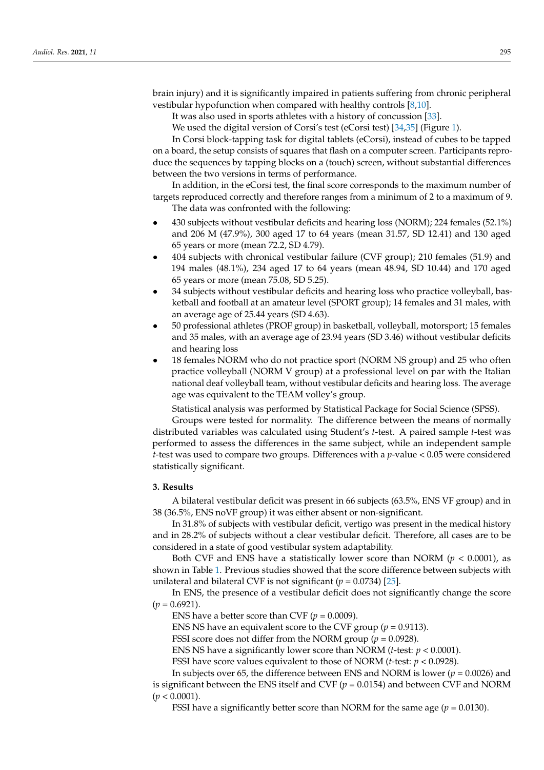brain injury) and it is significantly impaired in patients suffering from chronic peripheral vestibular hypofunction when compared with healthy controls [8,10].

It was also used in sports athletes with a history of concussion [33].

We used the digital version of Corsi's test (eCorsi test) [34,35] (Figure 1).

In Corsi block-tapping task for digital tablets (eCorsi), instead of cubes to be tapped on a board, the setup consists of squares that flash on a computer screen. Participants reproduce the sequences by tapping blocks on a (touch) screen, without substantial differences between the two versions in terms of performance.

In addition, in the eCorsi test, the final score corresponds to the maximum number of targets reproduced correctly and therefore ranges from a minimum of 2 to a maximum of 9.

The data was confronted with the following:

- 430 subjects without vestibular deficits and hearing loss (NORM); 224 females (52.1%) and 206 M (47.9%), 300 aged 17 to 64 years (mean 31.57, SD 12.41) and 130 aged 65 years or more (mean 72.2, SD 4.79).
- 404 subjects with chronical vestibular failure (CVF group); 210 females (51.9) and 194 males (48.1%), 234 aged 17 to 64 years (mean 48.94, SD 10.44) and 170 aged 65 years or more (mean 75.08, SD 5.25).
- 34 subjects without vestibular deficits and hearing loss who practice volleyball, basketball and football at an amateur level (SPORT group); 14 females and 31 males, with an average age of 25.44 years (SD 4.63).
- 50 professional athletes (PROF group) in basketball, volleyball, motorsport; 15 females and 35 males, with an average age of 23.94 years (SD 3.46) without vestibular deficits and hearing loss
- 18 females NORM who do not practice sport (NORM NS group) and 25 who often practice volleyball (NORM V group) at a professional level on par with the Italian national deaf volleyball team, without vestibular deficits and hearing loss. The average age was equivalent to the TEAM volley's group.

Statistical analysis was performed by Statistical Package for Social Science (SPSS).

Groups were tested for normality. The difference between the means of normally distributed variables was calculated using Student's *t*-test. A paired sample *t*-test was performed to assess the differences in the same subject, while an independent sample *t*-test was used to compare two groups. Differences with a *p*-value < 0.05 were considered statistically significant.

## 3. Results

A bilateral vestibular deficit was present in 66 subjects (63.5%, ENS VF group) and in 38 (36.5%, ENS noVF group) it was either absent or non-significant.

In 31.8% of subjects with vestibular deficit, vertigo was present in the medical history and in 28.2% of subjects without a clear vestibular deficit. Therefore, all cases are to be considered in a state of good vestibular system adaptability.

Both CVF and ENS have a statistically lower score than NORM ($p < 0.0001$), as shown in Table 1. Previous studies showed that the score difference between subjects with unilateral and bilateral CVF is not significant ($p = 0.0734$) [25].

In ENS, the presence of a vestibular deficit does not significantly change the score ($p = 0.6921$).

ENS have a better score than CVF ($p = 0.0009$).

ENS NS have an equivalent score to the CVF group ($p = 0.9113$).

FSSI score does not differ from the NORM group ($p = 0.0928$).

ENS NS have a significantly lower score than NORM (*t*-test: $p < 0.0001$).

FSSI have score values equivalent to those of NORM (*t*-test: $p < 0.0928$).

In subjects over 65, the difference between ENS and NORM is lower ($p = 0.0026$) and is significant between the ENS itself and CVF ($p = 0.0154$) and between CVF and NORM ($p < 0.0001$).

FSSI have a significantly better score than NORM for the same age ($p = 0.0130$).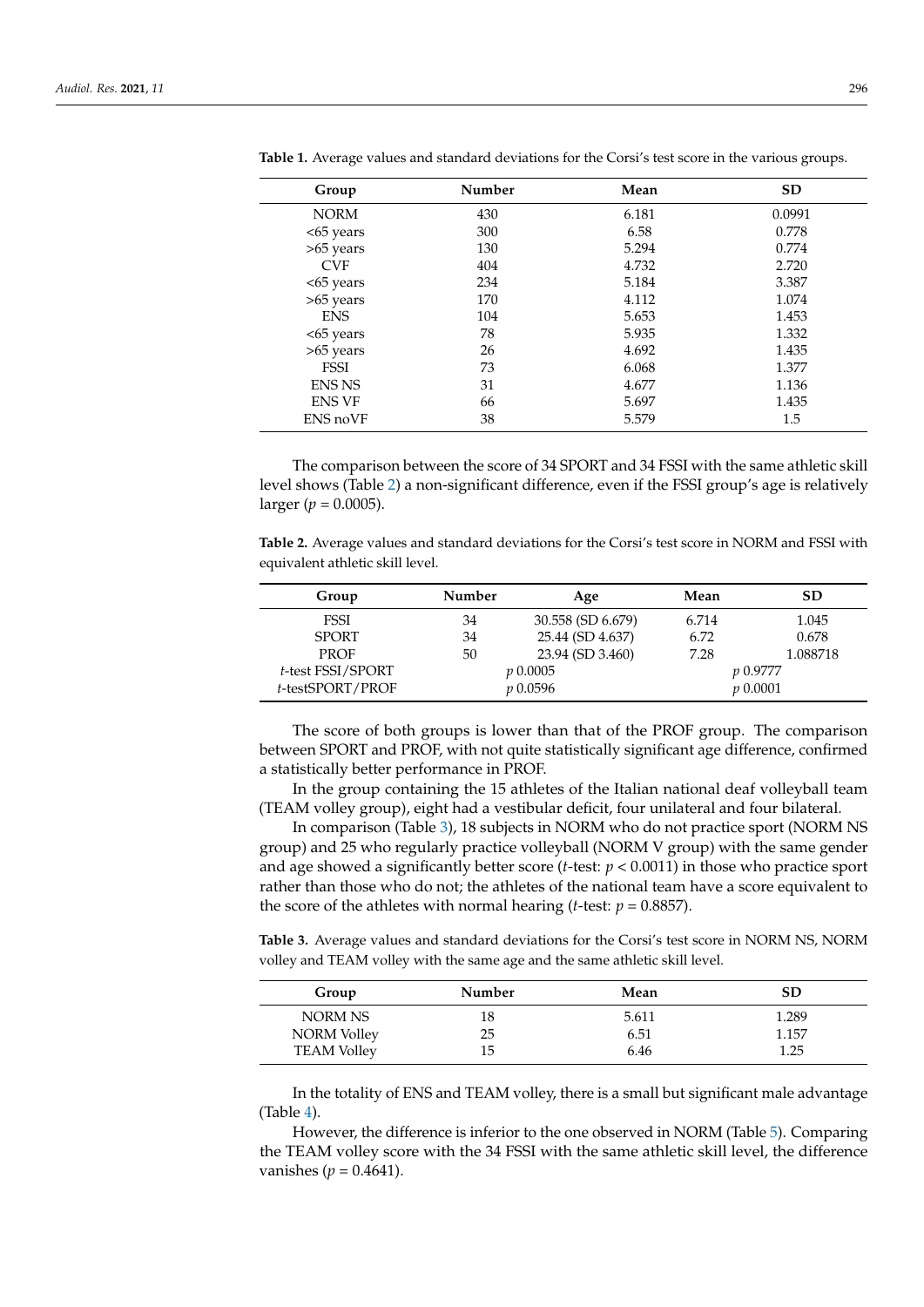**Table 1.** Average values and standard deviations for the Corsi's test score in the various groups.

| Group | Number | Mean | SD |
|---|---|---|---|
| NORM | 430 | 6.181 | 0.0991 |
| <65 years | 300 | 6.58 | 0.778 |
| >65 years | 130 | 5.294 | 0.774 |
| CVF | 404 | 4.732 | 2.720 |
| <65 years | 234 | 5.184 | 3.387 |
| >65 years | 170 | 4.112 | 1.074 |
| ENS | 104 | 5.653 | 1.453 |
| <65 years | 78 | 5.935 | 1.332 |
| >65 years | 26 | 4.692 | 1.435 |
| FSSI | 73 | 6.068 | 1.377 |
| ENS NS | 31 | 4.677 | 1.136 |
| ENS VF | 66 | 5.697 | 1.435 |
| ENS noVF | 38 | 5.579 | 1.5 |

The comparison between the score of 34 SPORT and 34 FSSI with the same athletic skill level shows (Table 2) a non-significant difference, even if the FSSI group's age is relatively larger ($p = 0.0005$).

**Table 2.** Average values and standard deviations for the Corsi's test score in NORM and FSSI with equivalent athletic skill level.

| Group | Number | Age | Mean | SD |
|---|---|---|---|---|
| FSSI | 34 | 30.558 (SD 6.679) | 6.714 | 1.045 |
| SPORT | 34 | 25.44 (SD 4.637) | 6.72 | 0.678 |
| PROF | 50 | 23.94 (SD 3.460) | 7.28 | 1.088718 |
| *t*-test FSSI/SPORT | | $p$ 0.0005 | $p$ 0.9777 | |
| *t*-testSPORT/PROF | | $p$ 0.0596 | $p$ 0.0001 | |

The score of both groups is lower than that of the PROF group. The comparison between SPORT and PROF, with not quite statistically significant age difference, confirmed a statistically better performance in PROF.

In the group containing the 15 athletes of the Italian national deaf volleyball team (TEAM volley group), eight had a vestibular deficit, four unilateral and four bilateral.

In comparison (Table 3), 18 subjects in NORM who do not practice sport (NORM NS group) and 25 who regularly practice volleyball (NORM V group) with the same gender and age showed a significantly better score (*t*-test: $p < 0.0011$) in those who practice sport rather than those who do not; the athletes of the national team have a score equivalent to the score of the athletes with normal hearing (*t*-test: $p = 0.8857$).

**Table 3.** Average values and standard deviations for the Corsi's test score in NORM NS, NORM volley and TEAM volley with the same age and the same athletic skill level.

| Group | Number | Mean | SD |
|---|---|---|---|
| NORM NS | 18 | 5.611 | 1.289 |
| NORM Volley | 25 | 6.51 | 1.157 |
| TEAM Volley | 15 | 6.46 | 1.25 |

In the totality of ENS and TEAM volley, there is a small but significant male advantage (Table 4).

However, the difference is inferior to the one observed in NORM (Table 5). Comparing the TEAM volley score with the 34 FSSI with the same athletic skill level, the difference vanishes ($p = 0.4641$).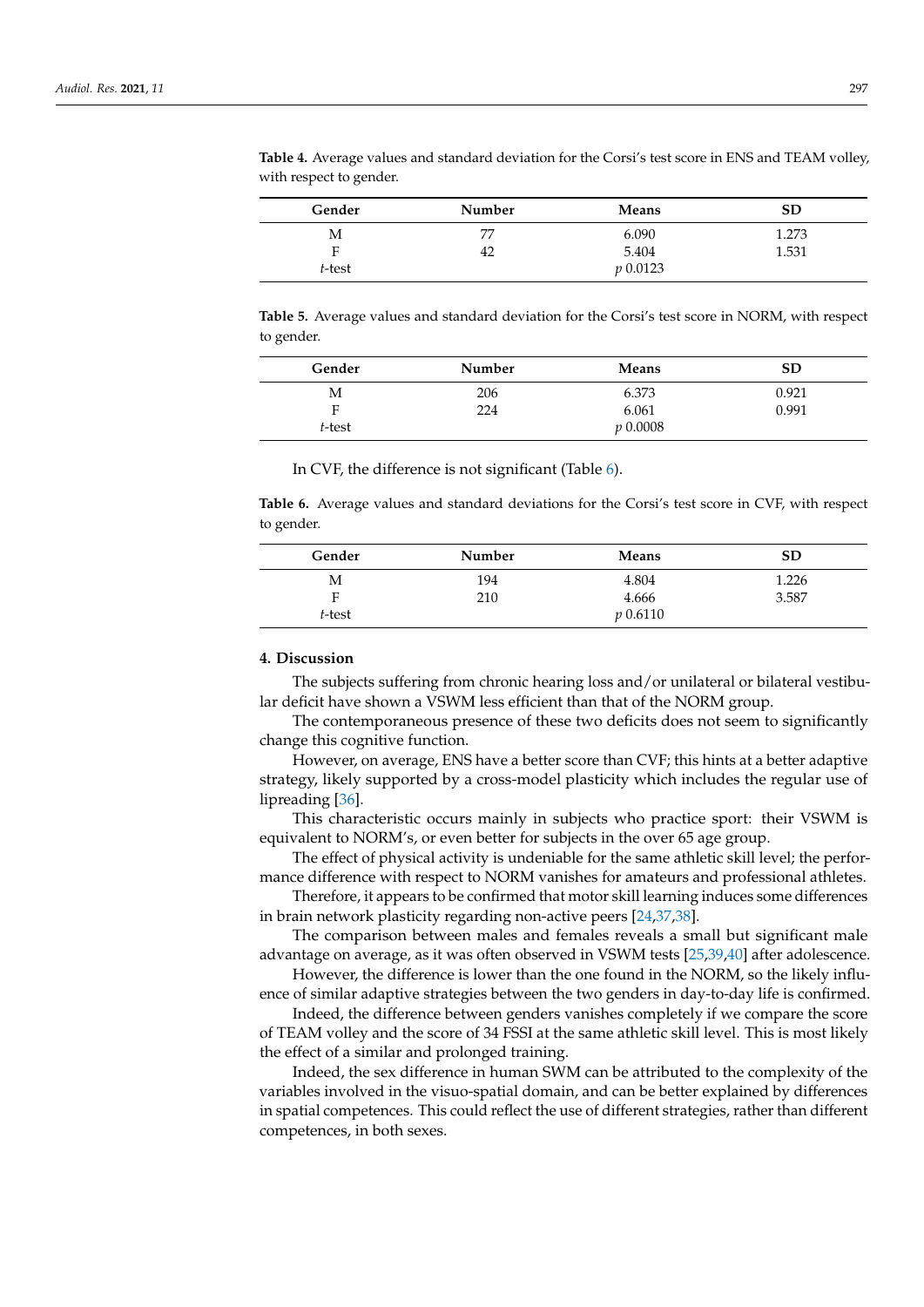**Table 4.** Average values and standard deviation for the Corsi's test score in ENS and TEAM volley, with respect to gender.

| Gender | Number | Means | SD |
|---|---|---|---|
| M | 77 | 6.090 | 1.273 |
| F | 42 | 5.404 | 1.531 |
| *t*-test | | *p* 0.0123 | |

**Table 5.** Average values and standard deviation for the Corsi's test score in NORM, with respect to gender.

| Gender | Number | Means | SD |
|---|---|---|---|
| M | 206 | 6.373 | 0.921 |
| F | 224 | 6.061 | 0.991 |
| *t*-test | | *p* 0.0008 | |

In CVF, the difference is not significant (Table 6).

**Table 6.** Average values and standard deviations for the Corsi's test score in CVF, with respect to gender.

| Gender | Number | Means | SD |
|---|---|---|---|
| M | 194 | 4.804 | 1.226 |
| F | 210 | 4.666 | 3.587 |
| *t*-test | | *p* 0.6110 | |

## 4. Discussion

The subjects suffering from chronic hearing loss and/or unilateral or bilateral vestibular deficit have shown a VSWM less efficient than that of the NORM group.

The contemporaneous presence of these two deficits does not seem to significantly change this cognitive function.

However, on average, ENS have a better score than CVF; this hints at a better adaptive strategy, likely supported by a cross-model plasticity which includes the regular use of lipreading [36].

This characteristic occurs mainly in subjects who practice sport: their VSWM is equivalent to NORM's, or even better for subjects in the over 65 age group.

The effect of physical activity is undeniable for the same athletic skill level; the performance difference with respect to NORM vanishes for amateurs and professional athletes.

Therefore, it appears to be confirmed that motor skill learning induces some differences in brain network plasticity regarding non-active peers [24,37,38].

The comparison between males and females reveals a small but significant male advantage on average, as it was often observed in VSWM tests [25,39,40] after adolescence.

However, the difference is lower than the one found in the NORM, so the likely influence of similar adaptive strategies between the two genders in day-to-day life is confirmed.

Indeed, the difference between genders vanishes completely if we compare the score of TEAM volley and the score of 34 FSSI at the same athletic skill level. This is most likely the effect of a similar and prolonged training.

Indeed, the sex difference in human SWM can be attributed to the complexity of the variables involved in the visuo-spatial domain, and can be better explained by differences in spatial competences. This could reflect the use of different strategies, rather than different competences, in both sexes.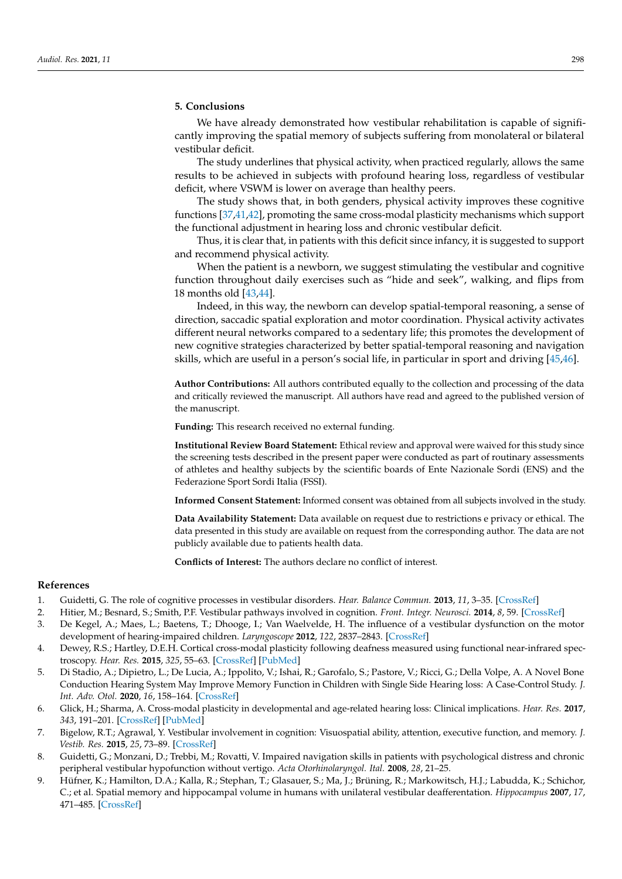## 5. Conclusions

We have already demonstrated how vestibular rehabilitation is capable of significantly improving the spatial memory of subjects suffering from monolateral or bilateral vestibular deficit.

The study underlines that physical activity, when practiced regularly, allows the same results to be achieved in subjects with profound hearing loss, regardless of vestibular deficit, where VSWM is lower on average than healthy peers.

The study shows that, in both genders, physical activity improves these cognitive functions [37,41,42], promoting the same cross-modal plasticity mechanisms which support the functional adjustment in hearing loss and chronic vestibular deficit.

Thus, it is clear that, in patients with this deficit since infancy, it is suggested to support and recommend physical activity.

When the patient is a newborn, we suggest stimulating the vestibular and cognitive function throughout daily exercises such as "hide and seek", walking, and flips from 18 months old [43,44].

Indeed, in this way, the newborn can develop spatial-temporal reasoning, a sense of direction, saccadic spatial exploration and motor coordination. Physical activity activates different neural networks compared to a sedentary life; this promotes the development of new cognitive strategies characterized by better spatial-temporal reasoning and navigation skills, which are useful in a person's social life, in particular in sport and driving [45,46].

**Author Contributions:** All authors contributed equally to the collection and processing of the data and critically reviewed the manuscript. All authors have read and agreed to the published version of the manuscript.

**Funding:** This research received no external funding.

**Institutional Review Board Statement:** Ethical review and approval were waived for this study since the screening tests described in the present paper were conducted as part of routinary assessments of athletes and healthy subjects by the scientific boards of Ente Nazionale Sordi (ENS) and the Federazione Sport Sordi Italia (FSSI).

**Informed Consent Statement:** Informed consent was obtained from all subjects involved in the study.

**Data Availability Statement:** Data available on request due to restrictions e privacy or ethical. The data presented in this study are available on request from the corresponding author. The data are not publicly available due to patients health data.

**Conflicts of Interest:** The authors declare no conflict of interest.

## References

1. Guidetti, G. The role of cognitive processes in vestibular disorders. *Hear. Balance Commun.* **2013**, *11*, 3–35. [CrossRef]
2. Hitier, M.; Besnard, S.; Smith, P.F. Vestibular pathways involved in cognition. *Front. Integr. Neurosci.* **2014**, *8*, 59. [CrossRef]
3. De Kegel, A.; Maes, L.; Baetens, T.; Dhooge, I.; Van Waelvelde, H. The influence of a vestibular dysfunction on the motor development of hearing-impaired children. *Laryngoscope* **2012**, *122*, 2837–2843. [CrossRef]
4. Dewey, R.S.; Hartley, D.E.H. Cortical cross-modal plasticity following deafness measured using functional near-infrared spectroscopy. *Hear. Res.* **2015**, *325*, 55–63. [CrossRef] [PubMed]
5. Di Stadio, A.; Dipietro, L.; De Lucia, A.; Ippolito, V.; Ishai, R.; Garofalo, S.; Pastore, V.; Ricci, G.; Della Volpe, A. A Novel Bone Conduction Hearing System May Improve Memory Function in Children with Single Side Hearing loss: A Case-Control Study. *J. Int. Adv. Otol.* **2020**, *16*, 158–164. [CrossRef]
6. Glick, H.; Sharma, A. Cross-modal plasticity in developmental and age-related hearing loss: Clinical implications. *Hear. Res.* **2017**, *343*, 191–201. [CrossRef] [PubMed]
7. Bigelow, R.T.; Agrawal, Y. Vestibular involvement in cognition: Visuospatial ability, attention, executive function, and memory. *J. Vestib. Res.* **2015**, *25*, 73–89. [CrossRef]
8. Guidetti, G.; Monzani, D.; Trebbi, M.; Rovatti, V. Impaired navigation skills in patients with psychological distress and chronic peripheral vestibular hypofunction without vertigo. *Acta Otorhinolaryngol. Ital.* **2008**, *28*, 21–25.
9. Hüfner, K.; Hamilton, D.A.; Kalla, R.; Stephan, T.; Glasauer, S.; Ma, J.; Brüning, R.; Markowitsch, H.J.; Labudda, K.; Schichor, C.; et al. Spatial memory and hippocampal volume in humans with unilateral vestibular deafferentation. *Hippocampus* **2007**, *17*, 471–485. [CrossRef]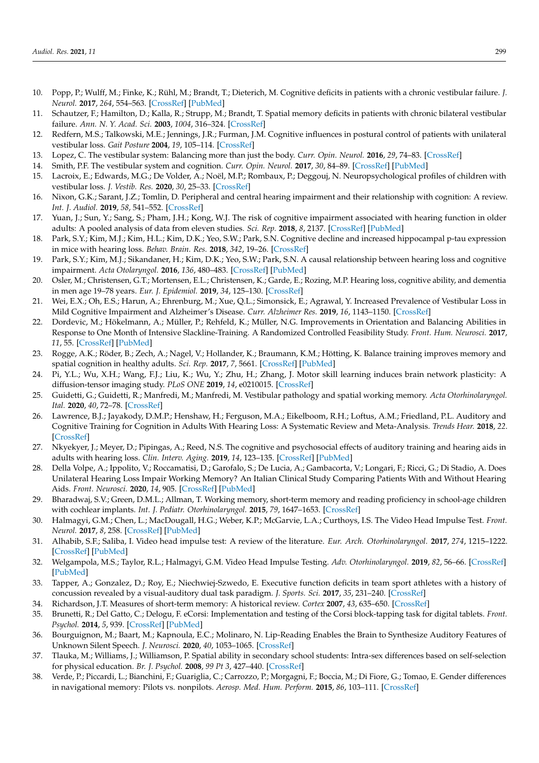10. Popp, P.; Wulff, M.; Finke, K.; Rühl, M.; Brandt, T.; Dieterich, M. Cognitive deficits in patients with a chronic vestibular failure. *J. Neurol.* **2017**, *264*, 554–563. [CrossRef] [PubMed]
11. Schautzer, F.; Hamilton, D.; Kalla, R.; Strupp, M.; Brandt, T. Spatial memory deficits in patients with chronic bilateral vestibular failure. *Ann. N. Y. Acad. Sci.* **2003**, *1004*, 316–324. [CrossRef]
12. Redfern, M.S.; Talkowski, M.E.; Jennings, J.R.; Furman, J.M. Cognitive influences in postural control of patients with unilateral vestibular loss. *Gait Posture* **2004**, *19*, 105–114. [CrossRef]
13. Lopez, C. The vestibular system: Balancing more than just the body. *Curr. Opin. Neurol.* **2016**, *29*, 74–83. [CrossRef]
14. Smith, P.F. The vestibular system and cognition. *Curr. Opin. Neurol.* **2017**, *30*, 84–89. [CrossRef] [PubMed]
15. Lacroix, E.; Edwards, M.G.; De Volder, A.; Noël, M.P.; Rombaux, P.; Deggouj, N. Neuropsychological profiles of children with vestibular loss. *J. Vestib. Res.* **2020**, *30*, 25–33. [CrossRef]
16. Nixon, G.K.; Sarant, J.Z.; Tomlin, D. Peripheral and central hearing impairment and their relationship with cognition: A review. *Int. J. Audiol.* **2019**, *58*, 541–552. [CrossRef]
17. Yuan, J.; Sun, Y.; Sang, S.; Pham, J.H.; Kong, W.J. The risk of cognitive impairment associated with hearing function in older adults: A pooled analysis of data from eleven studies. *Sci. Rep.* **2018**, *8*, 2137. [CrossRef] [PubMed]
18. Park, S.Y.; Kim, M.J.; Kim, H.L.; Kim, D.K.; Yeo, S.W.; Park, S.N. Cognitive decline and increased hippocampal p-tau expression in mice with hearing loss. *Behav. Brain. Res.* **2018**, *342*, 19–26. [CrossRef]
19. Park, S.Y.; Kim, M.J.; Sikandaner, H.; Kim, D.K.; Yeo, S.W.; Park, S.N. A causal relationship between hearing loss and cognitive impairment. *Acta Otolaryngol.* **2016**, *136*, 480–483. [CrossRef] [PubMed]
20. Osler, M.; Christensen, G.T.; Mortensen, E.L.; Christensen, K.; Garde, E.; Rozing, M.P. Hearing loss, cognitive ability, and dementia in men age 19–78 years. *Eur. J. Epidemiol.* **2019**, *34*, 125–130. [CrossRef]
21. Wei, E.X.; Oh, E.S.; Harun, A.; Ehrenburg, M.; Xue, Q.L.; Simonsick, E.; Agrawal, Y. Increased Prevalence of Vestibular Loss in Mild Cognitive Impairment and Alzheimer's Disease. *Curr. Alzheimer Res.* **2019**, *16*, 1143–1150. [CrossRef]
22. Dordevic, M.; Hökelmann, A.; Müller, P.; Rehfeld, K.; Müller, N.G. Improvements in Orientation and Balancing Abilities in Response to One Month of Intensive Slackline-Training. A Randomized Controlled Feasibility Study. *Front. Hum. Neurosci.* **2017**, *11*, 55. [CrossRef] [PubMed]
23. Rogge, A.K.; Röder, B.; Zech, A.; Nagel, V.; Hollander, K.; Braumann, K.M.; Hötting, K. Balance training improves memory and spatial cognition in healthy adults. *Sci. Rep.* **2017**, *7*, 5661. [CrossRef] [PubMed]
24. Pi, Y.L.; Wu, X.H.; Wang, F.J.; Liu, K.; Wu, Y.; Zhu, H.; Zhang, J. Motor skill learning induces brain network plasticity: A diffusion-tensor imaging study. *PLoS ONE* **2019**, *14*, e0210015. [CrossRef]
25. Guidetti, G.; Guidetti, R.; Manfredi, M.; Manfredi, M. Vestibular pathology and spatial working memory. *Acta Otorhinolaryngol. Ital.* **2020**, *40*, 72–78. [CrossRef]
26. Lawrence, B.J.; Jayakody, D.M.P.; Henshaw, H.; Ferguson, M.A.; Eikelboom, R.H.; Loftus, A.M.; Friedland, P.L. Auditory and Cognitive Training for Cognition in Adults With Hearing Loss: A Systematic Review and Meta-Analysis. *Trends Hear.* **2018**, *22*. [CrossRef]
27. Nkyekyer, J.; Meyer, D.; Pipingas, A.; Reed, N.S. The cognitive and psychosocial effects of auditory training and hearing aids in adults with hearing loss. *Clin. Interv. Aging.* **2019**, *14*, 123–135. [CrossRef] [PubMed]
28. Della Volpe, A.; Ippolito, V.; Roccamatisi, D.; Garofalo, S.; De Lucia, A.; Gambacorta, V.; Longari, F.; Ricci, G.; Di Stadio, A. Does Unilateral Hearing Loss Impair Working Memory? An Italian Clinical Study Comparing Patients With and Without Hearing Aids. *Front. Neurosci.* **2020**, *14*, 905. [CrossRef] [PubMed]
29. Bharadwaj, S.V.; Green, D.M.L.; Allman, T. Working memory, short-term memory and reading proficiency in school-age children with cochlear implants. *Int. J. Pediatr. Otorhinolaryngol.* **2015**, *79*, 1647–1653. [CrossRef]
30. Halmagyi, G.M.; Chen, L.; MacDougall, H.G.; Weber, K.P.; McGarvie, L.A.; Curthoys, I.S. The Video Head Impulse Test. *Front. Neurol.* **2017**, *8*, 258. [CrossRef] [PubMed]
31. Alhabib, S.F.; Saliba, I. Video head impulse test: A review of the literature. *Eur. Arch. Otorhinolaryngol.* **2017**, *274*, 1215–1222. [CrossRef] [PubMed]
32. Welgampola, M.S.; Taylor, R.L.; Halmagyi, G.M. Video Head Impulse Testing. *Adv. Otorhinolaryngol.* **2019**, *82*, 56–66. [CrossRef] [PubMed]
33. Tapper, A.; Gonzalez, D.; Roy, E.; Niechwiej-Szwedo, E. Executive function deficits in team sport athletes with a history of concussion revealed by a visual-auditory dual task paradigm. *J. Sports. Sci.* **2017**, *35*, 231–240. [CrossRef]
34. Richardson, J.T. Measures of short-term memory: A historical review. *Cortex* **2007**, *43*, 635–650. [CrossRef]
35. Brunetti, R.; Del Gatto, C.; Delogu, F. eCorsi: Implementation and testing of the Corsi block-tapping task for digital tablets. *Front. Psychol.* **2014**, *5*, 939. [CrossRef] [PubMed]
36. Bourguignon, M.; Baart, M.; Kapnoula, E.C.; Molinaro, N. Lip-Reading Enables the Brain to Synthesize Auditory Features of Unknown Silent Speech. *J. Neurosci.* **2020**, *40*, 1053–1065. [CrossRef]
37. Tlauka, M.; Williams, J.; Williamson, P. Spatial ability in secondary school students: Intra-sex differences based on self-selection for physical education. *Br. J. Psychol.* **2008**, *99 Pt 3*, 427–440. [CrossRef]
38. Verde, P.; Piccardi, L.; Bianchini, F.; Guariglia, C.; Carrozzo, P.; Morgagni, F.; Boccia, M.; Di Fiore, G.; Tomao, E. Gender differences in navigational memory: Pilots vs. nonpilots. *Aerosp. Med. Hum. Perform.* **2015**, *86*, 103–111. [CrossRef]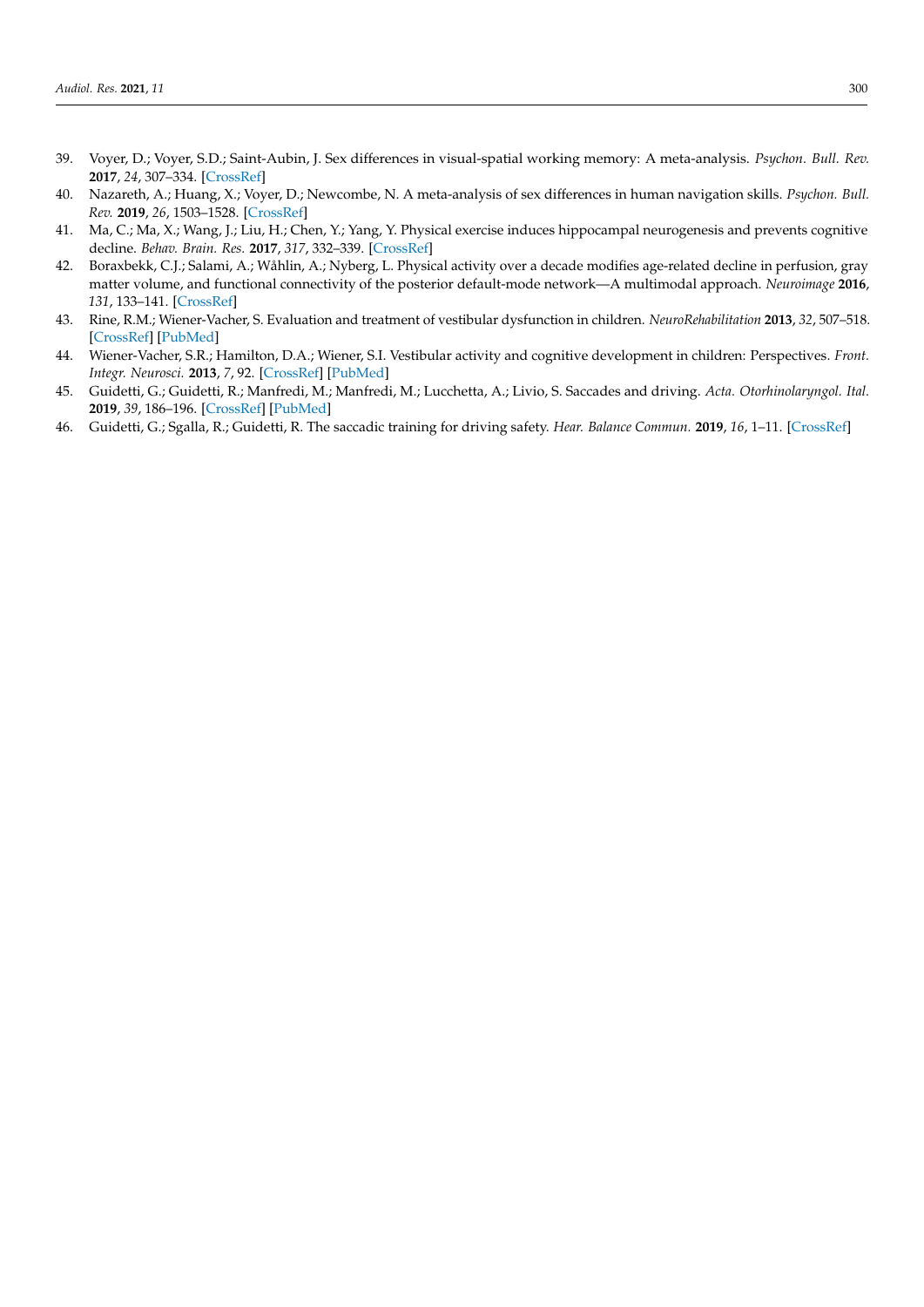39. Voyer, D.; Voyer, S.D.; Saint-Aubin, J. Sex differences in visual-spatial working memory: A meta-analysis. *Psychon. Bull. Rev.* **2017**, *24*, 307–334. [CrossRef]
40. Nazareth, A.; Huang, X.; Voyer, D.; Newcombe, N. A meta-analysis of sex differences in human navigation skills. *Psychon. Bull. Rev.* **2019**, *26*, 1503–1528. [CrossRef]
41. Ma, C.; Ma, X.; Wang, J.; Liu, H.; Chen, Y.; Yang, Y. Physical exercise induces hippocampal neurogenesis and prevents cognitive decline. *Behav. Brain. Res.* **2017**, *317*, 332–339. [CrossRef]
42. Boraxbekk, C.J.; Salami, A.; Wåhlin, A.; Nyberg, L. Physical activity over a decade modifies age-related decline in perfusion, gray matter volume, and functional connectivity of the posterior default-mode network—A multimodal approach. *Neuroimage* **2016**, *131*, 133–141. [CrossRef]
43. Rine, R.M.; Wiener-Vacher, S. Evaluation and treatment of vestibular dysfunction in children. *NeuroRehabilitation* **2013**, *32*, 507–518. [CrossRef] [PubMed]
44. Wiener-Vacher, S.R.; Hamilton, D.A.; Wiener, S.I. Vestibular activity and cognitive development in children: Perspectives. *Front. Integr. Neurosci.* **2013**, *7*, 92. [CrossRef] [PubMed]
45. Guidetti, G.; Guidetti, R.; Manfredi, M.; Manfredi, M.; Lucchetta, A.; Livio, S. Saccades and driving. *Acta. Otorhinolaryngol. Ital.* **2019**, *39*, 186–196. [CrossRef] [PubMed]
46. Guidetti, G.; Sgalla, R.; Guidetti, R. The saccadic training for driving safety. *Hear. Balance Commun.* **2019**, *16*, 1–11. [CrossRef]